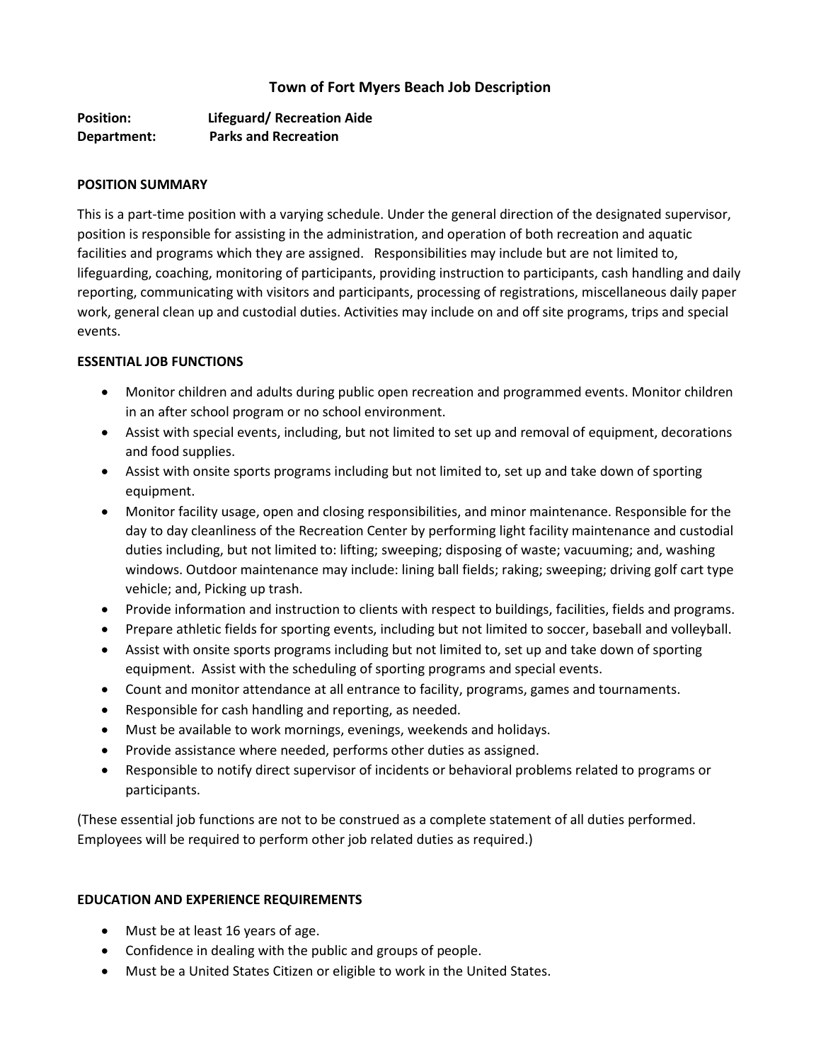# Town of Fort Myers Beach Job Description

**Position:** Lifeguard/ Recreation Aide
**Department:** Parks and Recreation

## POSITION SUMMARY

This is a part-time position with a varying schedule. Under the general direction of the designated supervisor, position is responsible for assisting in the administration, and operation of both recreation and aquatic facilities and programs which they are assigned. Responsibilities may include but are not limited to, lifeguarding, coaching, monitoring of participants, providing instruction to participants, cash handling and daily reporting, communicating with visitors and participants, processing of registrations, miscellaneous daily paper work, general clean up and custodial duties. Activities may include on and off site programs, trips and special events.

## ESSENTIAL JOB FUNCTIONS

- Monitor children and adults during public open recreation and programmed events. Monitor children in an after school program or no school environment.
- Assist with special events, including, but not limited to set up and removal of equipment, decorations and food supplies.
- Assist with onsite sports programs including but not limited to, set up and take down of sporting equipment.
- Monitor facility usage, open and closing responsibilities, and minor maintenance. Responsible for the day to day cleanliness of the Recreation Center by performing light facility maintenance and custodial duties including, but not limited to: lifting; sweeping; disposing of waste; vacuuming; and, washing windows. Outdoor maintenance may include: lining ball fields; raking; sweeping; driving golf cart type vehicle; and, Picking up trash.
- Provide information and instruction to clients with respect to buildings, facilities, fields and programs.
- Prepare athletic fields for sporting events, including but not limited to soccer, baseball and volleyball.
- Assist with onsite sports programs including but not limited to, set up and take down of sporting equipment. Assist with the scheduling of sporting programs and special events.
- Count and monitor attendance at all entrance to facility, programs, games and tournaments.
- Responsible for cash handling and reporting, as needed.
- Must be available to work mornings, evenings, weekends and holidays.
- Provide assistance where needed, performs other duties as assigned.
- Responsible to notify direct supervisor of incidents or behavioral problems related to programs or participants.

(These essential job functions are not to be construed as a complete statement of all duties performed. Employees will be required to perform other job related duties as required.)

## EDUCATION AND EXPERIENCE REQUIREMENTS

- Must be at least 16 years of age.
- Confidence in dealing with the public and groups of people.
- Must be a United States Citizen or eligible to work in the United States.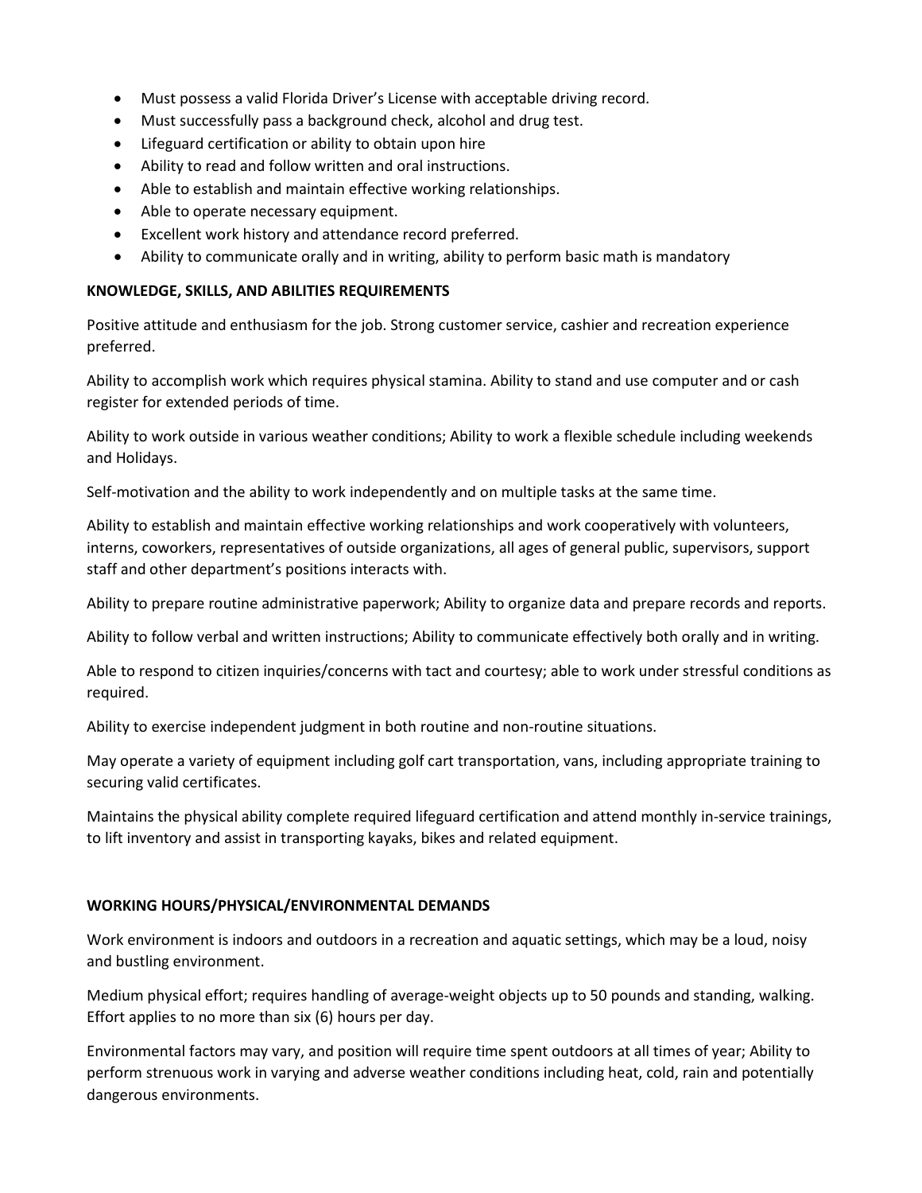- Must possess a valid Florida Driver's License with acceptable driving record.
- Must successfully pass a background check, alcohol and drug test.
- Lifeguard certification or ability to obtain upon hire
- Ability to read and follow written and oral instructions.
- Able to establish and maintain effective working relationships.
- Able to operate necessary equipment.
- Excellent work history and attendance record preferred.
- Ability to communicate orally and in writing, ability to perform basic math is mandatory

**KNOWLEDGE, SKILLS, AND ABILITIES REQUIREMENTS**

Positive attitude and enthusiasm for the job. Strong customer service, cashier and recreation experience preferred.

Ability to accomplish work which requires physical stamina. Ability to stand and use computer and or cash register for extended periods of time.

Ability to work outside in various weather conditions; Ability to work a flexible schedule including weekends and Holidays.

Self-motivation and the ability to work independently and on multiple tasks at the same time.

Ability to establish and maintain effective working relationships and work cooperatively with volunteers, interns, coworkers, representatives of outside organizations, all ages of general public, supervisors, support staff and other department's positions interacts with.

Ability to prepare routine administrative paperwork; Ability to organize data and prepare records and reports.

Ability to follow verbal and written instructions; Ability to communicate effectively both orally and in writing.

Able to respond to citizen inquiries/concerns with tact and courtesy; able to work under stressful conditions as required.

Ability to exercise independent judgment in both routine and non-routine situations.

May operate a variety of equipment including golf cart transportation, vans, including appropriate training to securing valid certificates.

Maintains the physical ability complete required lifeguard certification and attend monthly in-service trainings, to lift inventory and assist in transporting kayaks, bikes and related equipment.

**WORKING HOURS/PHYSICAL/ENVIRONMENTAL DEMANDS**

Work environment is indoors and outdoors in a recreation and aquatic settings, which may be a loud, noisy and bustling environment.

Medium physical effort; requires handling of average-weight objects up to 50 pounds and standing, walking. Effort applies to no more than six (6) hours per day.

Environmental factors may vary, and position will require time spent outdoors at all times of year; Ability to perform strenuous work in varying and adverse weather conditions including heat, cold, rain and potentially dangerous environments.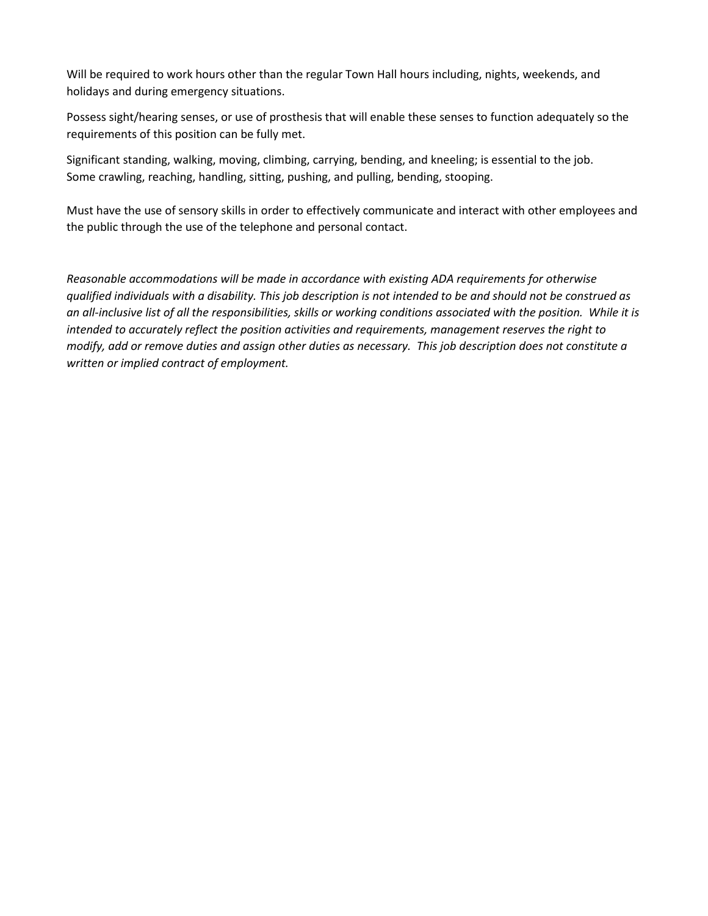Will be required to work hours other than the regular Town Hall hours including, nights, weekends, and holidays and during emergency situations.

Possess sight/hearing senses, or use of prosthesis that will enable these senses to function adequately so the requirements of this position can be fully met.

Significant standing, walking, moving, climbing, carrying, bending, and kneeling; is essential to the job.
Some crawling, reaching, handling, sitting, pushing, and pulling, bending, stooping.

Must have the use of sensory skills in order to effectively communicate and interact with other employees and the public through the use of the telephone and personal contact.

*Reasonable accommodations will be made in accordance with existing ADA requirements for otherwise qualified individuals with a disability. This job description is not intended to be and should not be construed as an all-inclusive list of all the responsibilities, skills or working conditions associated with the position. While it is intended to accurately reflect the position activities and requirements, management reserves the right to modify, add or remove duties and assign other duties as necessary. This job description does not constitute a written or implied contract of employment.*